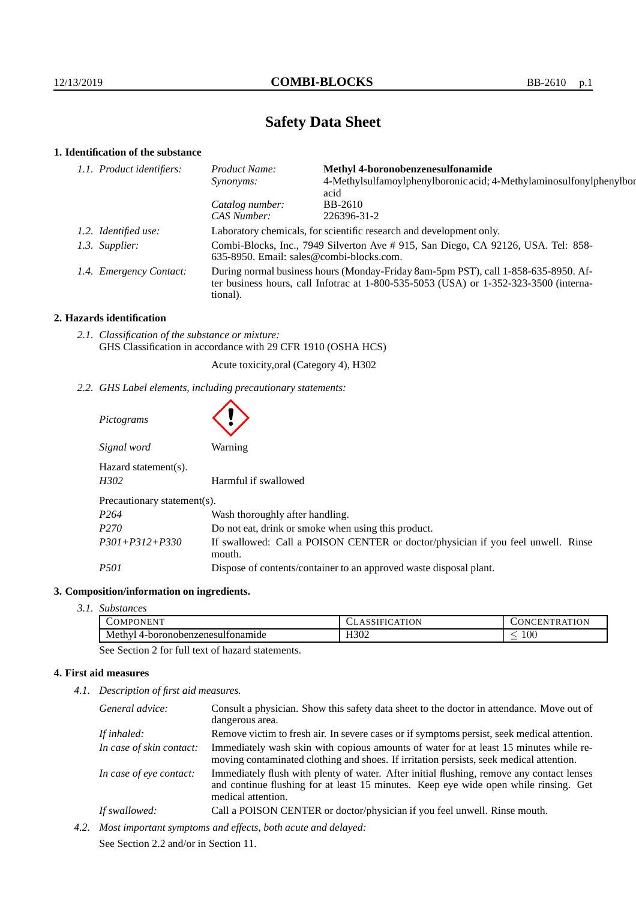# Safety Data Sheet

## 1. Identification of the substance

*1.1. Product identifiers:*

- *Product Name:* **Methyl 4-boronobenzenesulfonamide**
- *Synonyms:* 4-Methylsulfamoylphenylboronic acid; 4-Methylaminosulfonylphenylboronic acid
- *Catalog number:* BB-2610
- *CAS Number:* 226396-31-2

*1.2. Identified use:* Laboratory chemicals, for scientific research and development only.

*1.3. Supplier:* Combi-Blocks, Inc., 7949 Silverton Ave # 915, San Diego, CA 92126, USA. Tel: 858-635-8950. Email: sales@combi-blocks.com.

*1.4. Emergency Contact:* During normal business hours (Monday-Friday 8am-5pm PST), call 1-858-635-8950. After business hours, call Infotrac at 1-800-535-5053 (USA) or 1-352-323-3500 (international).

## 2. Hazards identification

*2.1. Classification of the substance or mixture:*
GHS Classification in accordance with 29 CFR 1910 (OSHA HCS)

Acute toxicity,oral (Category 4), H302

*2.2. GHS Label elements, including precautionary statements:*

*Pictograms*

*Signal word* Warning

Hazard statement(s).

*H302* Harmful if swallowed

Precautionary statement(s).

| | |
|---|---|
| *P264* | Wash thoroughly after handling. |
| *P270* | Do not eat, drink or smoke when using this product. |
| *P301+P312+P330* | If swallowed: Call a POISON CENTER or doctor/physician if you feel unwell. Rinse mouth. |
| *P501* | Dispose of contents/container to an approved waste disposal plant. |

## 3. Composition/information on ingredients.

*3.1. Substances*

| COMPONENT | CLASSIFICATION | CONCENTRATION |
|---|---|---|
| Methyl 4-boronobenzenesulfonamide | H302 | $\leq 100$ |

See Section 2 for full text of hazard statements.

## 4. First aid measures

*4.1. Description of first aid measures.*

| | |
|---|---|
| *General advice:* | Consult a physician. Show this safety data sheet to the doctor in attendance. Move out of dangerous area. |
| *If inhaled:* | Remove victim to fresh air. In severe cases or if symptoms persist, seek medical attention. |
| *In case of skin contact:* | Immediately wash skin with copious amounts of water for at least 15 minutes while removing contaminated clothing and shoes. If irritation persists, seek medical attention. |
| *In case of eye contact:* | Immediately flush with plenty of water. After initial flushing, remove any contact lenses and continue flushing for at least 15 minutes. Keep eye wide open while rinsing. Get medical attention. |
| *If swallowed:* | Call a POISON CENTER or doctor/physician if you feel unwell. Rinse mouth. |

*4.2. Most important symptoms and effects, both acute and delayed:*

See Section 2.2 and/or in Section 11.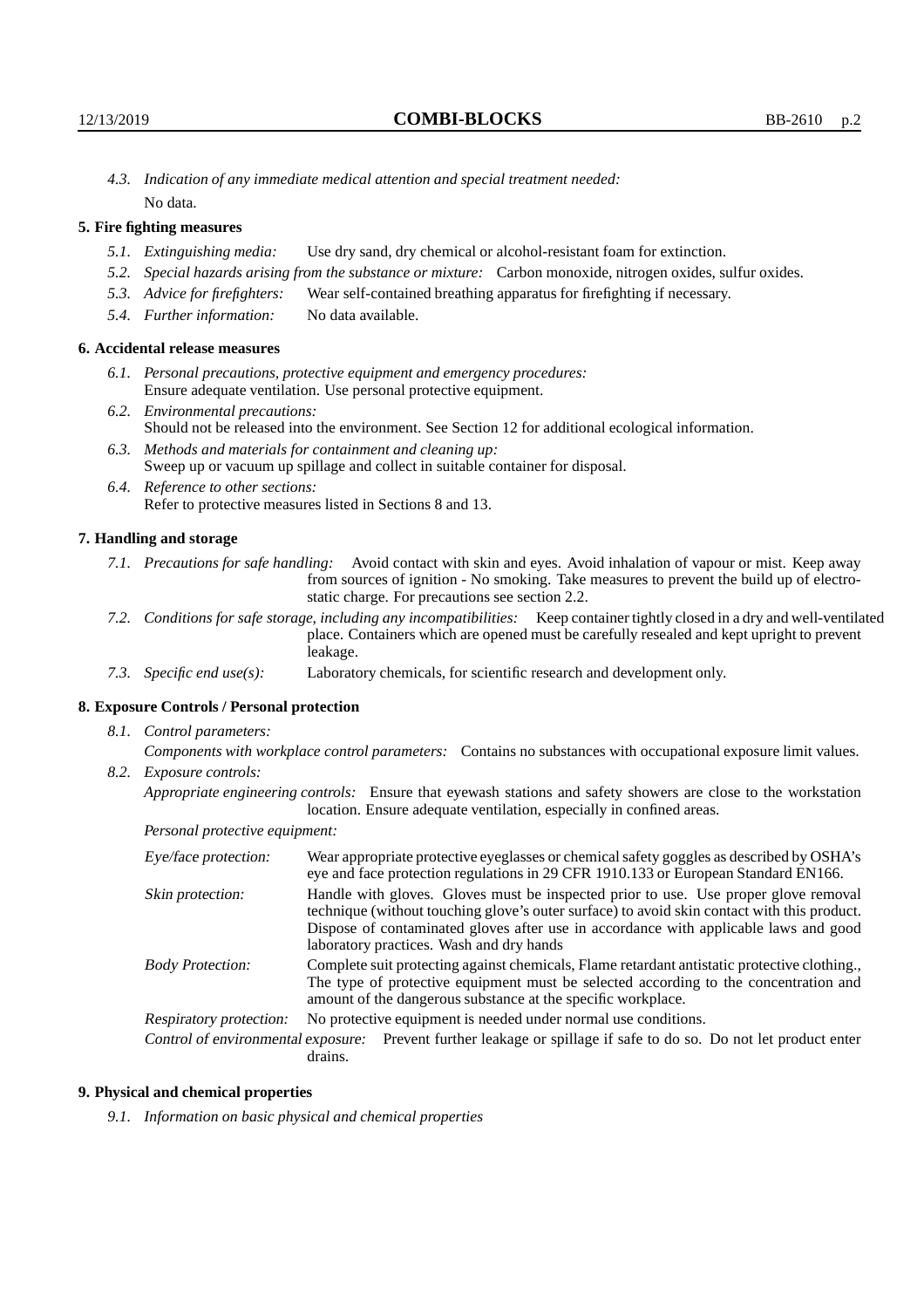*4.3. Indication of any immediate medical attention and special treatment needed:*
No data.

### 5. Fire fighting measures

- *5.1. Extinguishing media:* Use dry sand, dry chemical or alcohol-resistant foam for extinction.
- *5.2. Special hazards arising from the substance or mixture:* Carbon monoxide, nitrogen oxides, sulfur oxides.
- *5.3. Advice for firefighters:* Wear self-contained breathing apparatus for firefighting if necessary.
- *5.4. Further information:* No data available.

### 6. Accidental release measures

- *6.1. Personal precautions, protective equipment and emergency procedures:*
  Ensure adequate ventilation. Use personal protective equipment.
- *6.2. Environmental precautions:*
  Should not be released into the environment. See Section 12 for additional ecological information.
- *6.3. Methods and materials for containment and cleaning up:*
  Sweep up or vacuum up spillage and collect in suitable container for disposal.
- *6.4. Reference to other sections:*
  Refer to protective measures listed in Sections 8 and 13.

### 7. Handling and storage

- *7.1. Precautions for safe handling:* Avoid contact with skin and eyes. Avoid inhalation of vapour or mist. Keep away from sources of ignition - No smoking. Take measures to prevent the build up of electrostatic charge. For precautions see section 2.2.
- *7.2. Conditions for safe storage, including any incompatibilities:* Keep container tightly closed in a dry and well-ventilated place. Containers which are opened must be carefully resealed and kept upright to prevent leakage.
- *7.3. Specific end use(s):* Laboratory chemicals, for scientific research and development only.

### 8. Exposure Controls / Personal protection

*8.1. Control parameters:*

*Components with workplace control parameters:* Contains no substances with occupational exposure limit values.

*8.2. Exposure controls:*

*Appropriate engineering controls:* Ensure that eyewash stations and safety showers are close to the workstation location. Ensure adequate ventilation, especially in confined areas.

*Personal protective equipment:*

*Eye/face protection:* Wear appropriate protective eyeglasses or chemical safety goggles as described by OSHA's eye and face protection regulations in 29 CFR 1910.133 or European Standard EN166.

*Skin protection:* Handle with gloves. Gloves must be inspected prior to use. Use proper glove removal technique (without touching glove's outer surface) to avoid skin contact with this product. Dispose of contaminated gloves after use in accordance with applicable laws and good laboratory practices. Wash and dry hands

*Body Protection:* Complete suit protecting against chemicals, Flame retardant antistatic protective clothing., The type of protective equipment must be selected according to the concentration and amount of the dangerous substance at the specific workplace.

*Respiratory protection:* No protective equipment is needed under normal use conditions.

*Control of environmental exposure:* Prevent further leakage or spillage if safe to do so. Do not let product enter drains.

### 9. Physical and chemical properties

*9.1. Information on basic physical and chemical properties*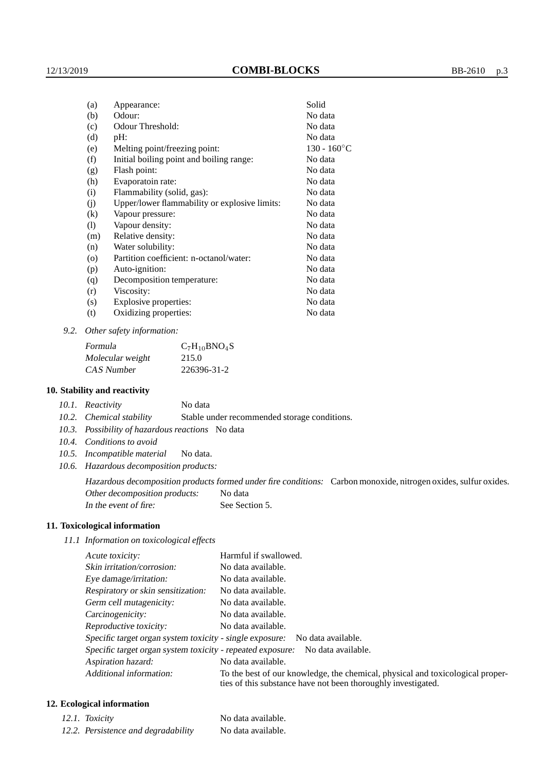| | | |
|---|---|---|
| (a) | Appearance: | Solid |
| (b) | Odour: | No data |
| (c) | Odour Threshold: | No data |
| (d) | pH: | No data |
| (e) | Melting point/freezing point: | 130 - 160°C |
| (f) | Initial boiling point and boiling range: | No data |
| (g) | Flash point: | No data |
| (h) | Evaporatoin rate: | No data |
| (i) | Flammability (solid, gas): | No data |
| (j) | Upper/lower flammability or explosive limits: | No data |
| (k) | Vapour pressure: | No data |
| (l) | Vapour density: | No data |
| (m) | Relative density: | No data |
| (n) | Water solubility: | No data |
| (o) | Partition coefficient: n-octanol/water: | No data |
| (p) | Auto-ignition: | No data |
| (q) | Decomposition temperature: | No data |
| (r) | Viscosity: | No data |
| (s) | Explosive properties: | No data |
| (t) | Oxidizing properties: | No data |

9.2. *Other safety information:*

| | |
|---|---|
| *Formula* | $C_7H_{10}BNO_4S$ |
| *Molecular weight* | 215.0 |
| *CAS Number* | 226396-31-2 |

## 10. Stability and reactivity

10.1. *Reactivity* No data

10.2. *Chemical stability* Stable under recommended storage conditions.

10.3. *Possibility of hazardous reactions* No data

10.4. *Conditions to avoid*

10.5. *Incompatible material* No data.

10.6. *Hazardous decomposition products:*

*Hazardous decomposition products formed under fire conditions:* Carbon monoxide, nitrogen oxides, sulfur oxides.

*Other decomposition products:* No data

*In the event of fire:* See Section 5.

## 11. Toxicological information

*11.1 Information on toxicological effects*

| | |
|---|---|
| *Acute toxicity:* | Harmful if swallowed. |
| *Skin irritation/corrosion:* | No data available. |
| *Eye damage/irritation:* | No data available. |
| *Respiratory or skin sensitization:* | No data available. |
| *Germ cell mutagenicity:* | No data available. |
| *Carcinogenicity:* | No data available. |
| *Reproductive toxicity:* | No data available. |
| *Specific target organ system toxicity - single exposure:* | No data available. |
| *Specific target organ system toxicity - repeated exposure:* | No data available. |
| *Aspiration hazard:* | No data available. |
| *Additional information:* | To the best of our knowledge, the chemical, physical and toxicological properties of this substance have not been thoroughly investigated. |

## 12. Ecological information

12.1. *Toxicity* No data available.

12.2. *Persistence and degradability* No data available.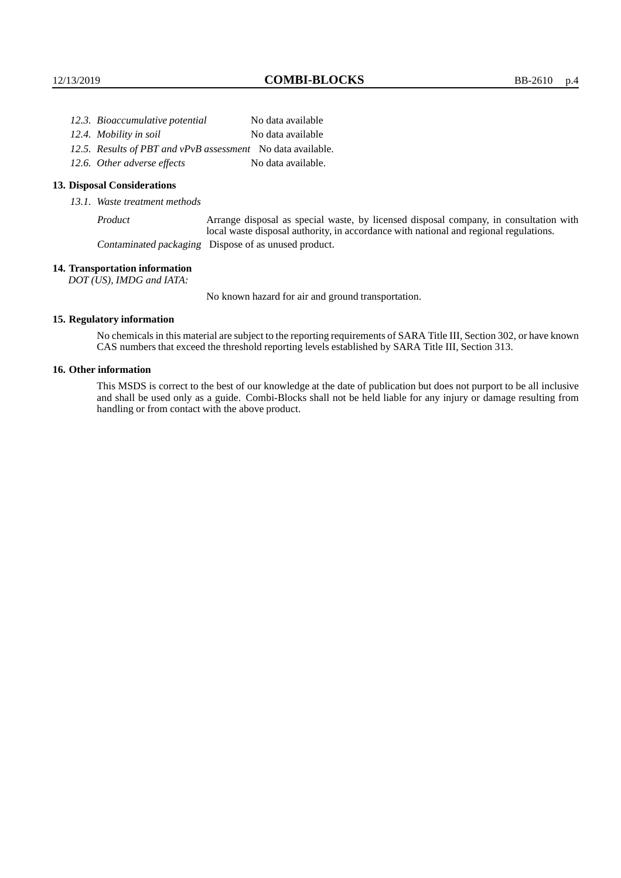*12.3. Bioaccumulative potential* No data available

*12.4. Mobility in soil* No data available

*12.5. Results of PBT and vPvB assessment* No data available.

*12.6. Other adverse effects* No data available.

## 13. Disposal Considerations

*13.1. Waste treatment methods*

*Product* Arrange disposal as special waste, by licensed disposal company, in consultation with local waste disposal authority, in accordance with national and regional regulations.

*Contaminated packaging* Dispose of as unused product.

## 14. Transportation information

*DOT (US), IMDG and IATA:*

No known hazard for air and ground transportation.

## 15. Regulatory information

No chemicals in this material are subject to the reporting requirements of SARA Title III, Section 302, or have known CAS numbers that exceed the threshold reporting levels established by SARA Title III, Section 313.

## 16. Other information

This MSDS is correct to the best of our knowledge at the date of publication but does not purport to be all inclusive and shall be used only as a guide. Combi-Blocks shall not be held liable for any injury or damage resulting from handling or from contact with the above product.